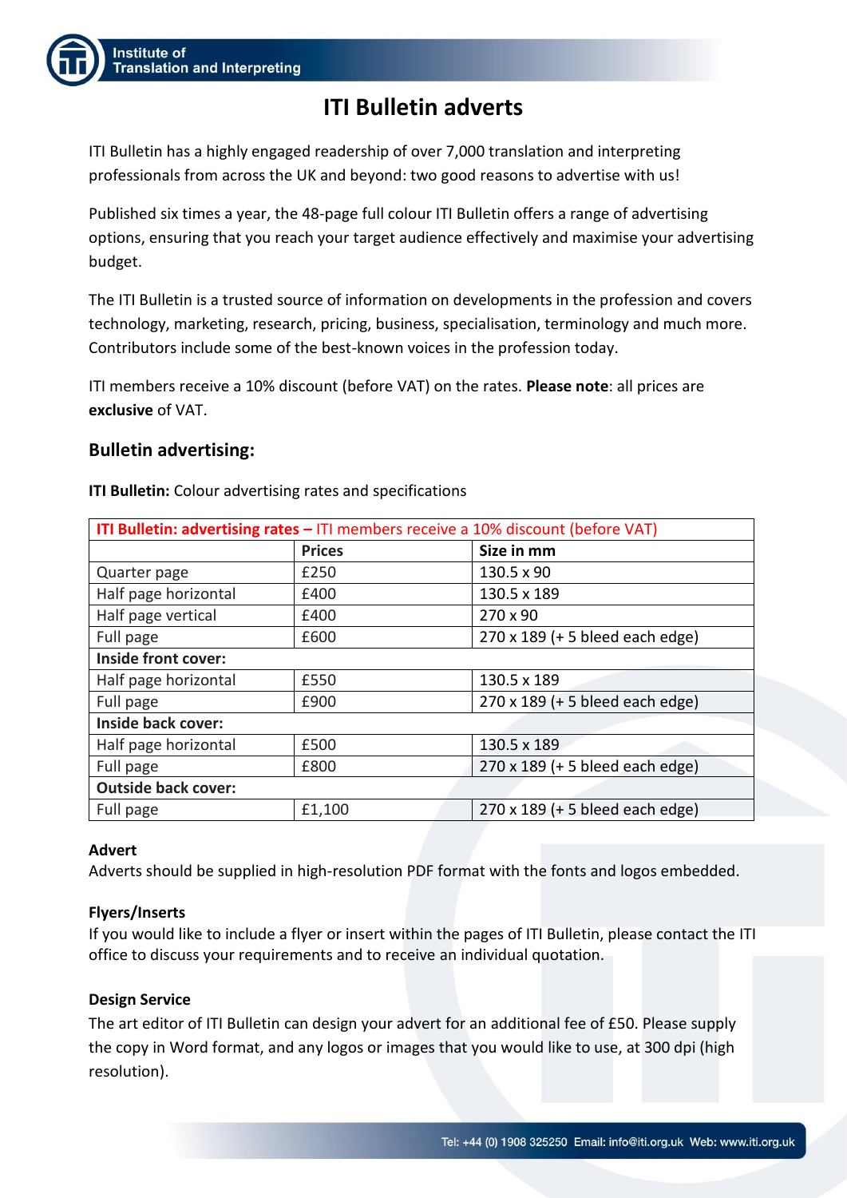# ITI Bulletin adverts

ITI Bulletin has a highly engaged readership of over 7,000 translation and interpreting professionals from across the UK and beyond: two good reasons to advertise with us!

Published six times a year, the 48-page full colour ITI Bulletin offers a range of advertising options, ensuring that you reach your target audience effectively and maximise your advertising budget.

The ITI Bulletin is a trusted source of information on developments in the profession and covers technology, marketing, research, pricing, business, specialisation, terminology and much more. Contributors include some of the best-known voices in the profession today.

ITI members receive a 10% discount (before VAT) on the rates. **Please note**: all prices are **exclusive** of VAT.

## Bulletin advertising:

**ITI Bulletin:** Colour advertising rates and specifications

| **ITI Bulletin: advertising rates –** ITI members receive a 10% discount (before VAT) | | |
|---|---|---|
| | **Prices** | **Size in mm** |
| Quarter page | £250 | 130.5 x 90 |
| Half page horizontal | £400 | 130.5 x 189 |
| Half page vertical | £400 | 270 x 90 |
| Full page | £600 | 270 x 189 (+ 5 bleed each edge) |
| **Inside front cover:** | | |
| Half page horizontal | £550 | 130.5 x 189 |
| Full page | £900 | 270 x 189 (+ 5 bleed each edge) |
| **Inside back cover:** | | |
| Half page horizontal | £500 | 130.5 x 189 |
| Full page | £800 | 270 x 189 (+ 5 bleed each edge) |
| **Outside back cover:** | | |
| Full page | £1,100 | 270 x 189 (+ 5 bleed each edge) |

**Advert**

Adverts should be supplied in high-resolution PDF format with the fonts and logos embedded.

**Flyers/Inserts**

If you would like to include a flyer or insert within the pages of ITI Bulletin, please contact the ITI office to discuss your requirements and to receive an individual quotation.

**Design Service**

The art editor of ITI Bulletin can design your advert for an additional fee of £50. Please supply the copy in Word format, and any logos or images that you would like to use, at 300 dpi (high resolution).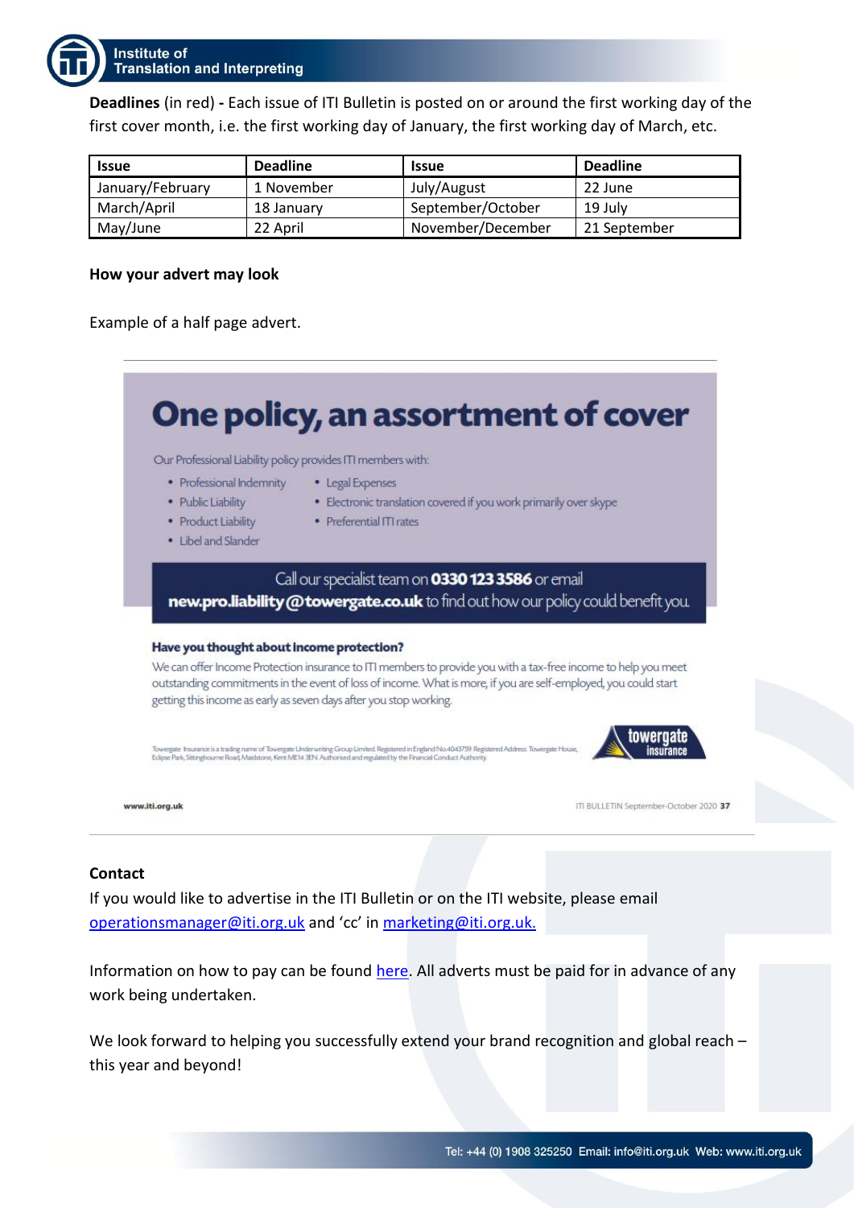**Deadlines** (in red) **-** Each issue of ITI Bulletin is posted on or around the first working day of the first cover month, i.e. the first working day of January, the first working day of March, etc.

| Issue | Deadline | Issue | Deadline |
|---|---|---|---|
| January/February | 1 November | July/August | 22 June |
| March/April | 18 January | September/October | 19 July |
| May/June | 22 April | November/December | 21 September |

**How your advert may look**

Example of a half page advert.

# One policy, an assortment of cover

Our Professional Liability policy provides ITI members with:

- Professional Indemnity
- Public Liability
- Product Liability
- Libel and Slander
- Legal Expenses
- Electronic translation covered if you work primarily over skype
- Preferential ITI rates

Call our specialist team on **0330 123 3586** or email **new.pro.liability@towergate.co.uk** to find out how our policy could benefit you.

**Have you thought about income protection?**

We can offer Income Protection insurance to ITI members to provide you with a tax-free income to help you meet outstanding commitments in the event of loss of income. What is more, if you are self-employed, you could start getting this income as early as seven days after you stop working.

Towergate Insurance is a trading name of Towergate Underwriting Group Limited. Registered in England No.4043759. Registered Address: Towergate House, Eclipse Park, Sittingbourne Road, Maidstone, Kent ME14 3EN. Authorised and regulated by the Financial Conduct Authority.

towergate insurance

www.iti.org.uk

ITI BULLETIN September-October 2020 37

**Contact**

If you would like to advertise in the ITI Bulletin or on the ITI website, please email operationsmanager@iti.org.uk and 'cc' in marketing@iti.org.uk.

Information on how to pay can be found here. All adverts must be paid for in advance of any work being undertaken.

We look forward to helping you successfully extend your brand recognition and global reach – this year and beyond!